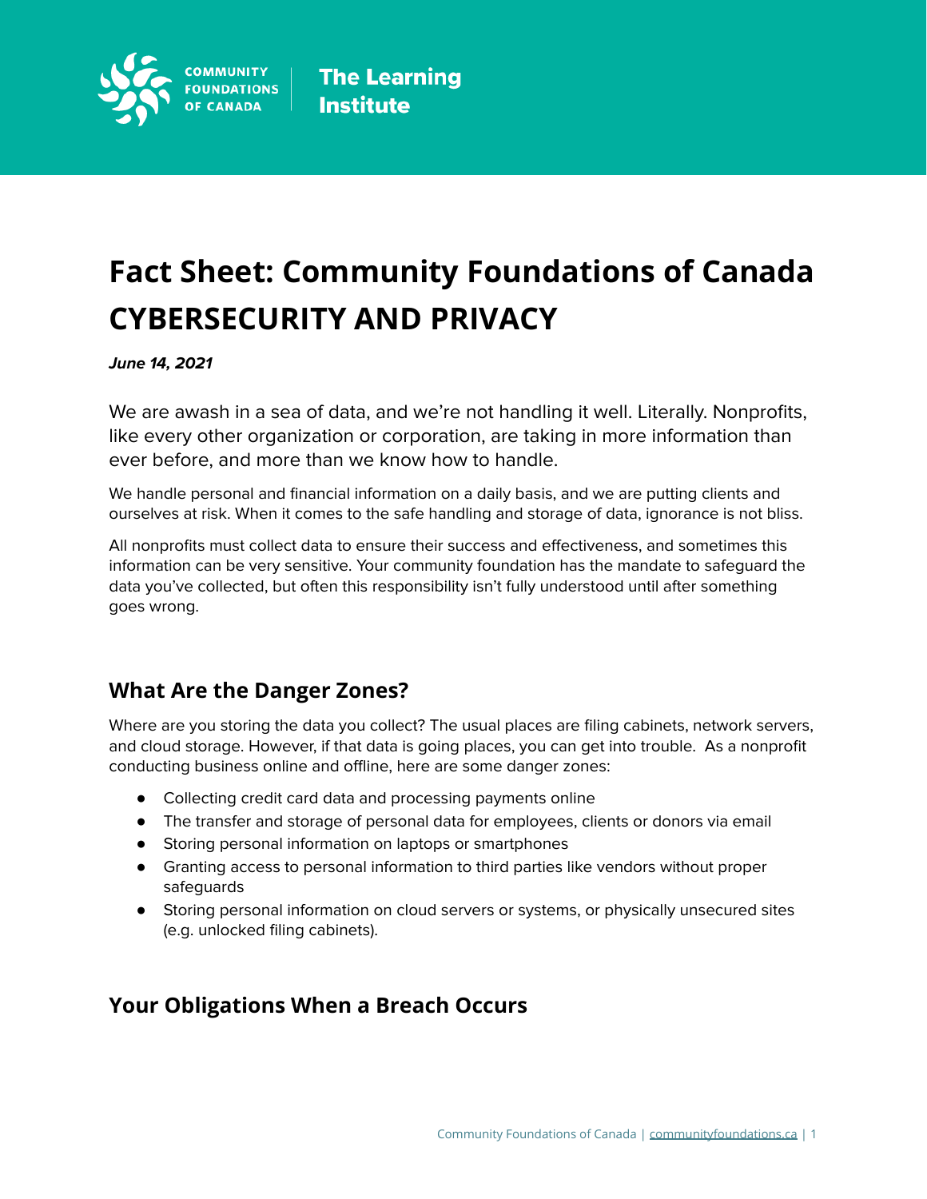# Fact Sheet: Community Foundations of Canada CYBERSECURITY AND PRIVACY

***June 14, 2021***

We are awash in a sea of data, and we're not handling it well. Literally. Nonprofits, like every other organization or corporation, are taking in more information than ever before, and more than we know how to handle.

We handle personal and financial information on a daily basis, and we are putting clients and ourselves at risk. When it comes to the safe handling and storage of data, ignorance is not bliss.

All nonprofits must collect data to ensure their success and effectiveness, and sometimes this information can be very sensitive. Your community foundation has the mandate to safeguard the data you've collected, but often this responsibility isn't fully understood until after something goes wrong.

## What Are the Danger Zones?

Where are you storing the data you collect? The usual places are filing cabinets, network servers, and cloud storage. However, if that data is going places, you can get into trouble. As a nonprofit conducting business online and offline, here are some danger zones:

- Collecting credit card data and processing payments online
- The transfer and storage of personal data for employees, clients or donors via email
- Storing personal information on laptops or smartphones
- Granting access to personal information to third parties like vendors without proper safeguards
- Storing personal information on cloud servers or systems, or physically unsecured sites (e.g. unlocked filing cabinets).

## Your Obligations When a Breach Occurs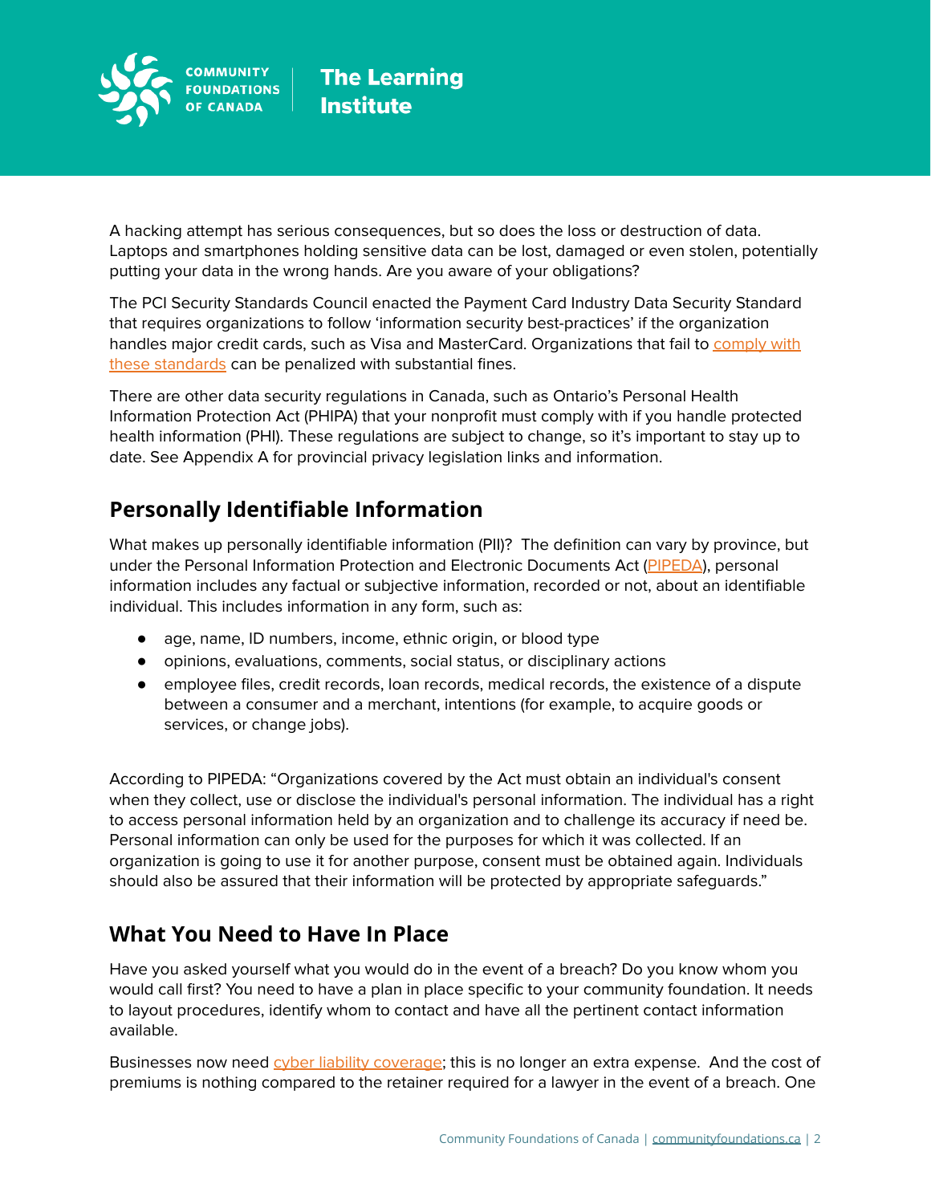A hacking attempt has serious consequences, but so does the loss or destruction of data. Laptops and smartphones holding sensitive data can be lost, damaged or even stolen, potentially putting your data in the wrong hands. Are you aware of your obligations?

The PCI Security Standards Council enacted the Payment Card Industry Data Security Standard that requires organizations to follow 'information security best-practices' if the organization handles major credit cards, such as Visa and MasterCard. Organizations that fail to comply with these standards can be penalized with substantial fines.

There are other data security regulations in Canada, such as Ontario's Personal Health Information Protection Act (PHIPA) that your nonprofit must comply with if you handle protected health information (PHI). These regulations are subject to change, so it's important to stay up to date. See Appendix A for provincial privacy legislation links and information.

## Personally Identifiable Information

What makes up personally identifiable information (PII)? The definition can vary by province, but under the Personal Information Protection and Electronic Documents Act (PIPEDA), personal information includes any factual or subjective information, recorded or not, about an identifiable individual. This includes information in any form, such as:

- age, name, ID numbers, income, ethnic origin, or blood type
- opinions, evaluations, comments, social status, or disciplinary actions
- employee files, credit records, loan records, medical records, the existence of a dispute between a consumer and a merchant, intentions (for example, to acquire goods or services, or change jobs).

According to PIPEDA: "Organizations covered by the Act must obtain an individual's consent when they collect, use or disclose the individual's personal information. The individual has a right to access personal information held by an organization and to challenge its accuracy if need be. Personal information can only be used for the purposes for which it was collected. If an organization is going to use it for another purpose, consent must be obtained again. Individuals should also be assured that their information will be protected by appropriate safeguards."

## What You Need to Have In Place

Have you asked yourself what you would do in the event of a breach? Do you know whom you would call first? You need to have a plan in place specific to your community foundation. It needs to layout procedures, identify whom to contact and have all the pertinent contact information available.

Businesses now need cyber liability coverage; this is no longer an extra expense. And the cost of premiums is nothing compared to the retainer required for a lawyer in the event of a breach. One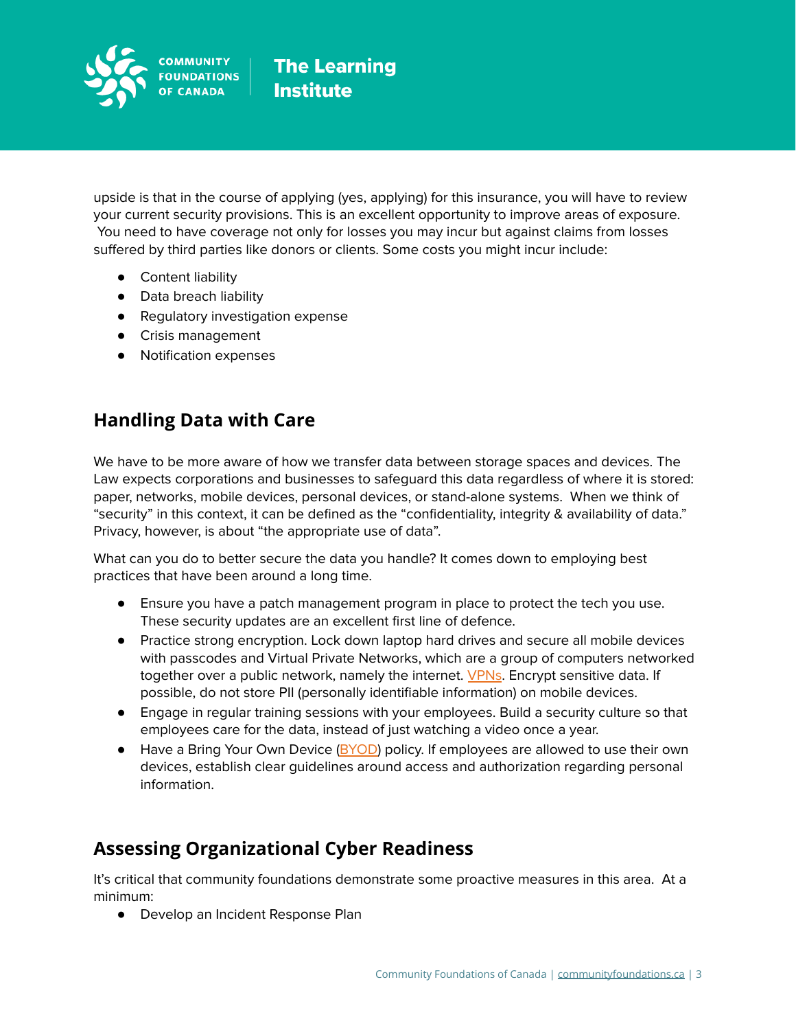upside is that in the course of applying (yes, applying) for this insurance, you will have to review your current security provisions. This is an excellent opportunity to improve areas of exposure. You need to have coverage not only for losses you may incur but against claims from losses suffered by third parties like donors or clients. Some costs you might incur include:

- Content liability
- Data breach liability
- Regulatory investigation expense
- Crisis management
- Notification expenses

## Handling Data with Care

We have to be more aware of how we transfer data between storage spaces and devices. The Law expects corporations and businesses to safeguard this data regardless of where it is stored: paper, networks, mobile devices, personal devices, or stand-alone systems. When we think of "security" in this context, it can be defined as the "confidentiality, integrity & availability of data." Privacy, however, is about "the appropriate use of data".

What can you do to better secure the data you handle? It comes down to employing best practices that have been around a long time.

- Ensure you have a patch management program in place to protect the tech you use. These security updates are an excellent first line of defence.
- Practice strong encryption. Lock down laptop hard drives and secure all mobile devices with passcodes and Virtual Private Networks, which are a group of computers networked together over a public network, namely the internet. VPNs. Encrypt sensitive data. If possible, do not store PII (personally identifiable information) on mobile devices.
- Engage in regular training sessions with your employees. Build a security culture so that employees care for the data, instead of just watching a video once a year.
- Have a Bring Your Own Device (BYOD) policy. If employees are allowed to use their own devices, establish clear guidelines around access and authorization regarding personal information.

## Assessing Organizational Cyber Readiness

It's critical that community foundations demonstrate some proactive measures in this area. At a minimum:

- Develop an Incident Response Plan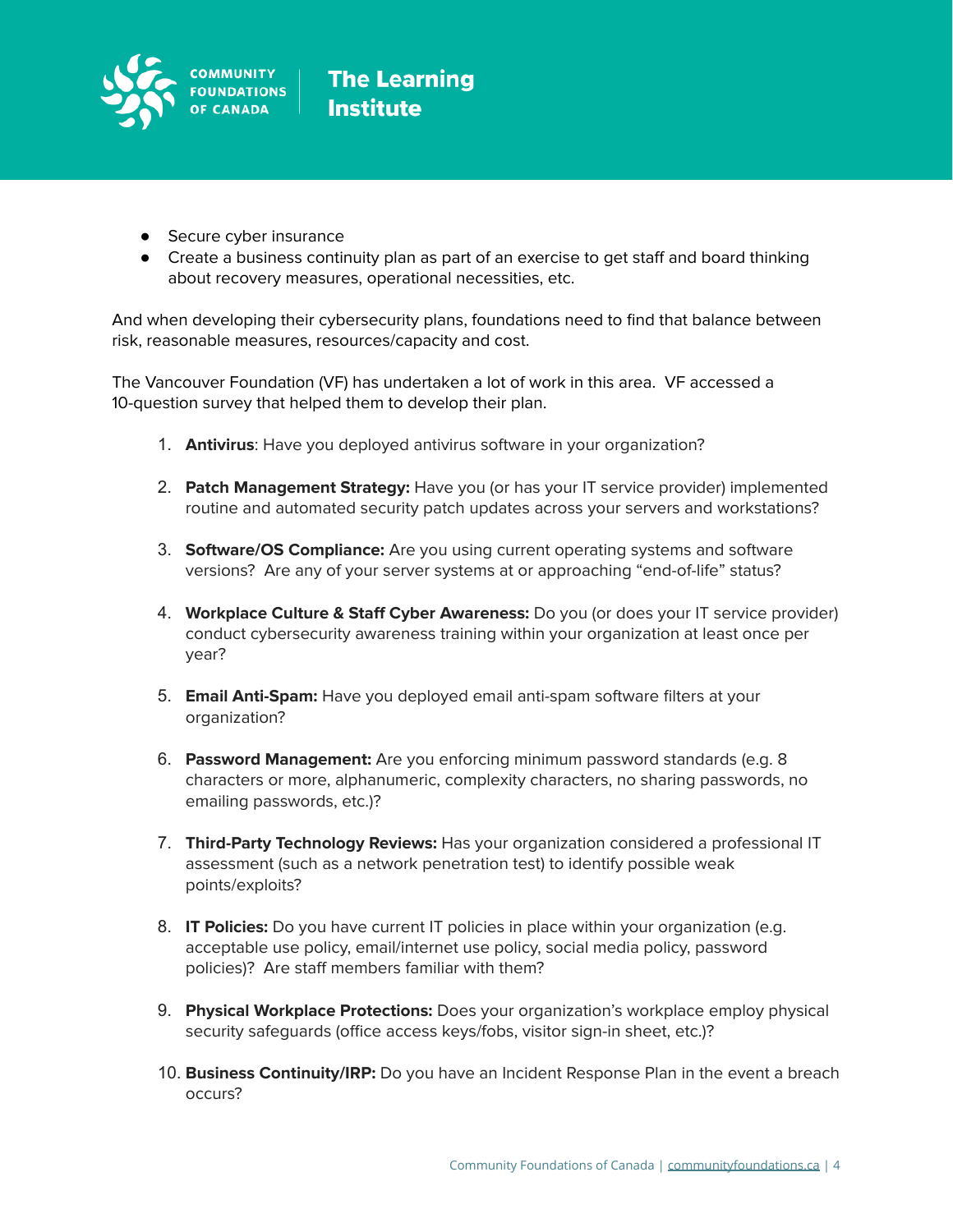- Secure cyber insurance
- Create a business continuity plan as part of an exercise to get staff and board thinking about recovery measures, operational necessities, etc.

And when developing their cybersecurity plans, foundations need to find that balance between risk, reasonable measures, resources/capacity and cost.

The Vancouver Foundation (VF) has undertaken a lot of work in this area. VF accessed a 10-question survey that helped them to develop their plan.

1. **Antivirus**: Have you deployed antivirus software in your organization?

2. **Patch Management Strategy:** Have you (or has your IT service provider) implemented routine and automated security patch updates across your servers and workstations?

3. **Software/OS Compliance:** Are you using current operating systems and software versions? Are any of your server systems at or approaching "end-of-life" status?

4. **Workplace Culture & Staff Cyber Awareness:** Do you (or does your IT service provider) conduct cybersecurity awareness training within your organization at least once per year?

5. **Email Anti-Spam:** Have you deployed email anti-spam software filters at your organization?

6. **Password Management:** Are you enforcing minimum password standards (e.g. 8 characters or more, alphanumeric, complexity characters, no sharing passwords, no emailing passwords, etc.)?

7. **Third-Party Technology Reviews:** Has your organization considered a professional IT assessment (such as a network penetration test) to identify possible weak points/exploits?

8. **IT Policies:** Do you have current IT policies in place within your organization (e.g. acceptable use policy, email/internet use policy, social media policy, password policies)? Are staff members familiar with them?

9. **Physical Workplace Protections:** Does your organization's workplace employ physical security safeguards (office access keys/fobs, visitor sign-in sheet, etc.)?

10. **Business Continuity/IRP:** Do you have an Incident Response Plan in the event a breach occurs?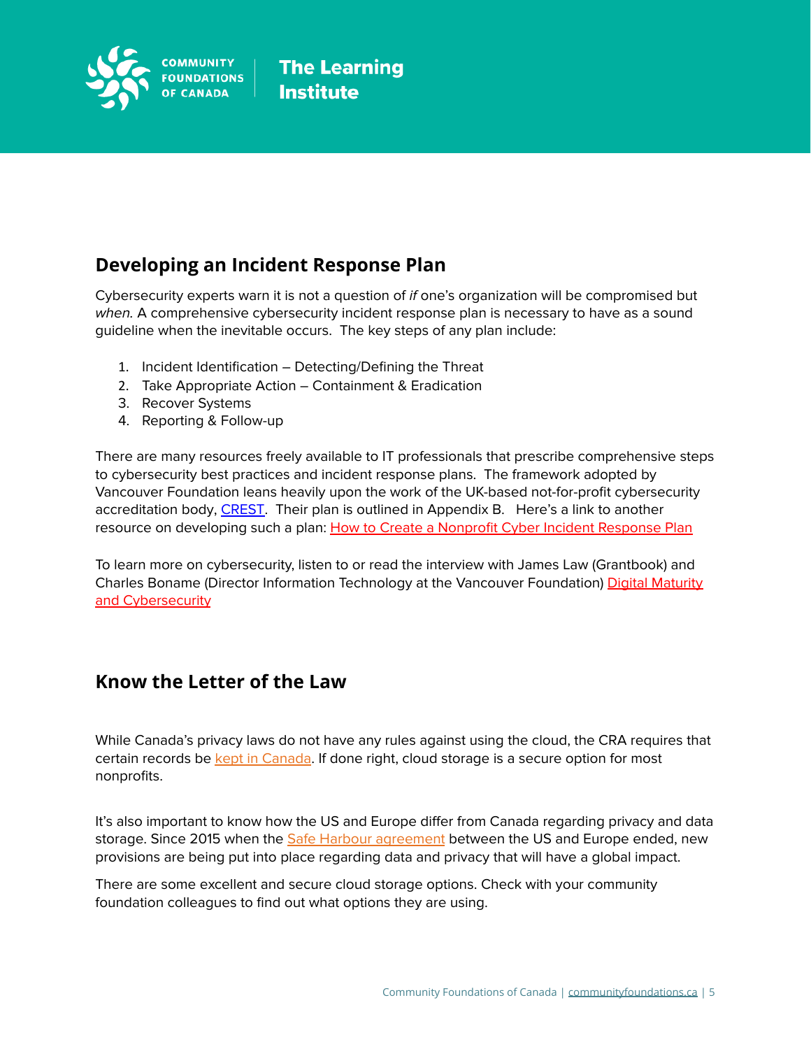## Developing an Incident Response Plan

Cybersecurity experts warn it is not a question of *if* one's organization will be compromised but *when*. A comprehensive cybersecurity incident response plan is necessary to have as a sound guideline when the inevitable occurs.  The key steps of any plan include:

1. Incident Identification – Detecting/Defining the Threat
2. Take Appropriate Action – Containment & Eradication
3. Recover Systems
4. Reporting & Follow-up

There are many resources freely available to IT professionals that prescribe comprehensive steps to cybersecurity best practices and incident response plans.  The framework adopted by Vancouver Foundation leans heavily upon the work of the UK-based not-for-profit cybersecurity accreditation body, CREST.  Their plan is outlined in Appendix B.   Here's a link to another resource on developing such a plan: How to Create a Nonprofit Cyber Incident Response Plan

To learn more on cybersecurity, listen to or read the interview with James Law (Grantbook) and Charles Boname (Director Information Technology at the Vancouver Foundation) Digital Maturity and Cybersecurity

## Know the Letter of the Law

While Canada's privacy laws do not have any rules against using the cloud, the CRA requires that certain records be kept in Canada. If done right, cloud storage is a secure option for most nonprofits.

It's also important to know how the US and Europe differ from Canada regarding privacy and data storage. Since 2015 when the Safe Harbour agreement between the US and Europe ended, new provisions are being put into place regarding data and privacy that will have a global impact.

There are some excellent and secure cloud storage options. Check with your community foundation colleagues to find out what options they are using.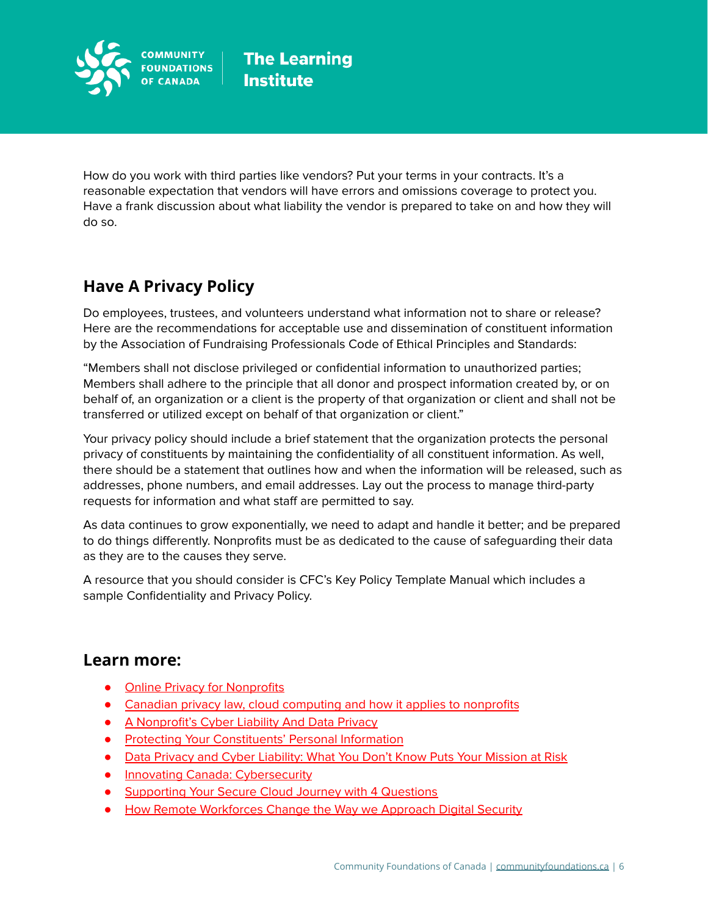How do you work with third parties like vendors? Put your terms in your contracts. It's a reasonable expectation that vendors will have errors and omissions coverage to protect you. Have a frank discussion about what liability the vendor is prepared to take on and how they will do so.

## Have A Privacy Policy

Do employees, trustees, and volunteers understand what information not to share or release? Here are the recommendations for acceptable use and dissemination of constituent information by the Association of Fundraising Professionals Code of Ethical Principles and Standards:

"Members shall not disclose privileged or confidential information to unauthorized parties; Members shall adhere to the principle that all donor and prospect information created by, or on behalf of, an organization or a client is the property of that organization or client and shall not be transferred or utilized except on behalf of that organization or client."

Your privacy policy should include a brief statement that the organization protects the personal privacy of constituents by maintaining the confidentiality of all constituent information. As well, there should be a statement that outlines how and when the information will be released, such as addresses, phone numbers, and email addresses. Lay out the process to manage third-party requests for information and what staff are permitted to say.

As data continues to grow exponentially, we need to adapt and handle it better; and be prepared to do things differently. Nonprofits must be as dedicated to the cause of safeguarding their data as they are to the causes they serve.

A resource that you should consider is CFC's Key Policy Template Manual which includes a sample Confidentiality and Privacy Policy.

## Learn more:

- Online Privacy for Nonprofits
- Canadian privacy law, cloud computing and how it applies to nonprofits
- A Nonprofit's Cyber Liability And Data Privacy
- Protecting Your Constituents' Personal Information
- Data Privacy and Cyber Liability: What You Don't Know Puts Your Mission at Risk
- Innovating Canada: Cybersecurity
- Supporting Your Secure Cloud Journey with 4 Questions
- How Remote Workforces Change the Way we Approach Digital Security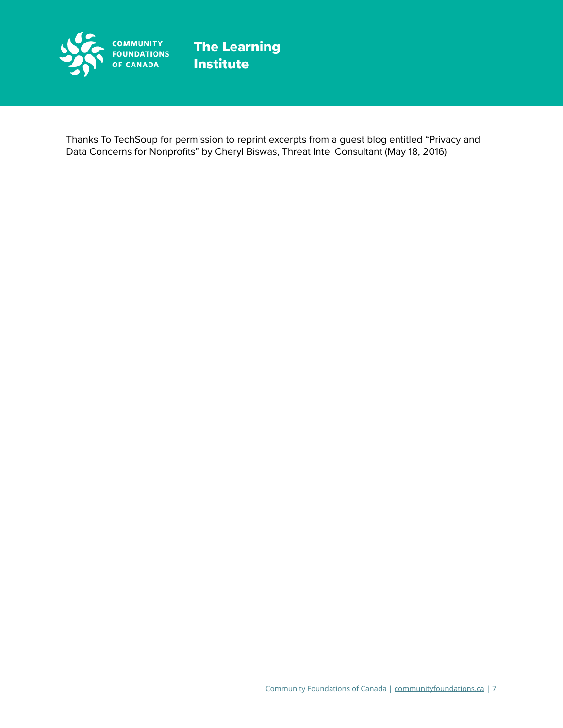Thanks To TechSoup for permission to reprint excerpts from a guest blog entitled “Privacy and Data Concerns for Nonprofits” by Cheryl Biswas, Threat Intel Consultant (May 18, 2016)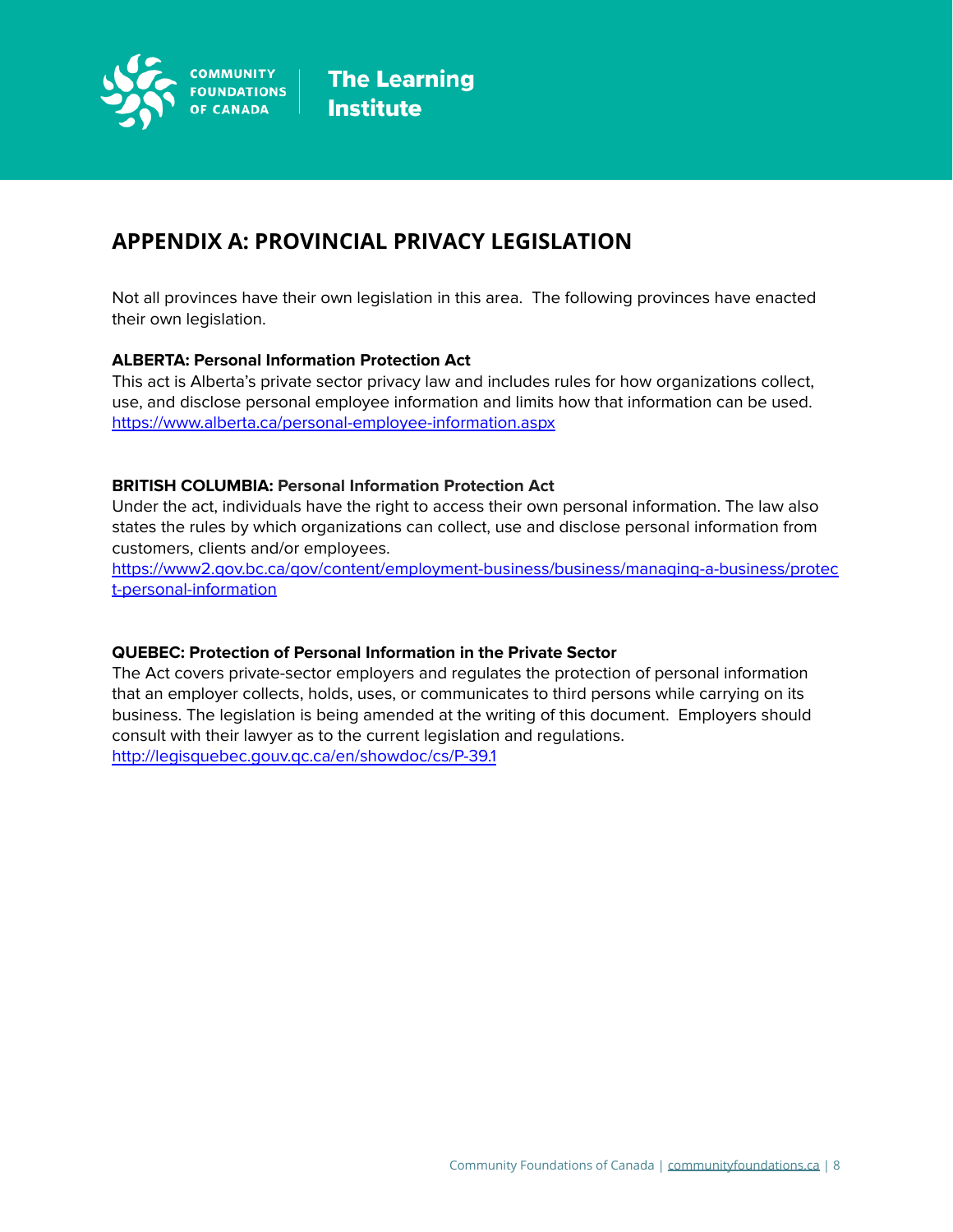## APPENDIX A: PROVINCIAL PRIVACY LEGISLATION

Not all provinces have their own legislation in this area. The following provinces have enacted their own legislation.

**ALBERTA: Personal Information Protection Act**
This act is Alberta's private sector privacy law and includes rules for how organizations collect, use, and disclose personal employee information and limits how that information can be used.
https://www.alberta.ca/personal-employee-information.aspx

**BRITISH COLUMBIA: Personal Information Protection Act**
Under the act, individuals have the right to access their own personal information. The law also states the rules by which organizations can collect, use and disclose personal information from customers, clients and/or employees.
https://www2.gov.bc.ca/gov/content/employment-business/business/managing-a-business/protect-personal-information

**QUEBEC: Protection of Personal Information in the Private Sector**
The Act covers private-sector employers and regulates the protection of personal information that an employer collects, holds, uses, or communicates to third persons while carrying on its business. The legislation is being amended at the writing of this document. Employers should consult with their lawyer as to the current legislation and regulations.
http://legisquebec.gouv.qc.ca/en/showdoc/cs/P-39.1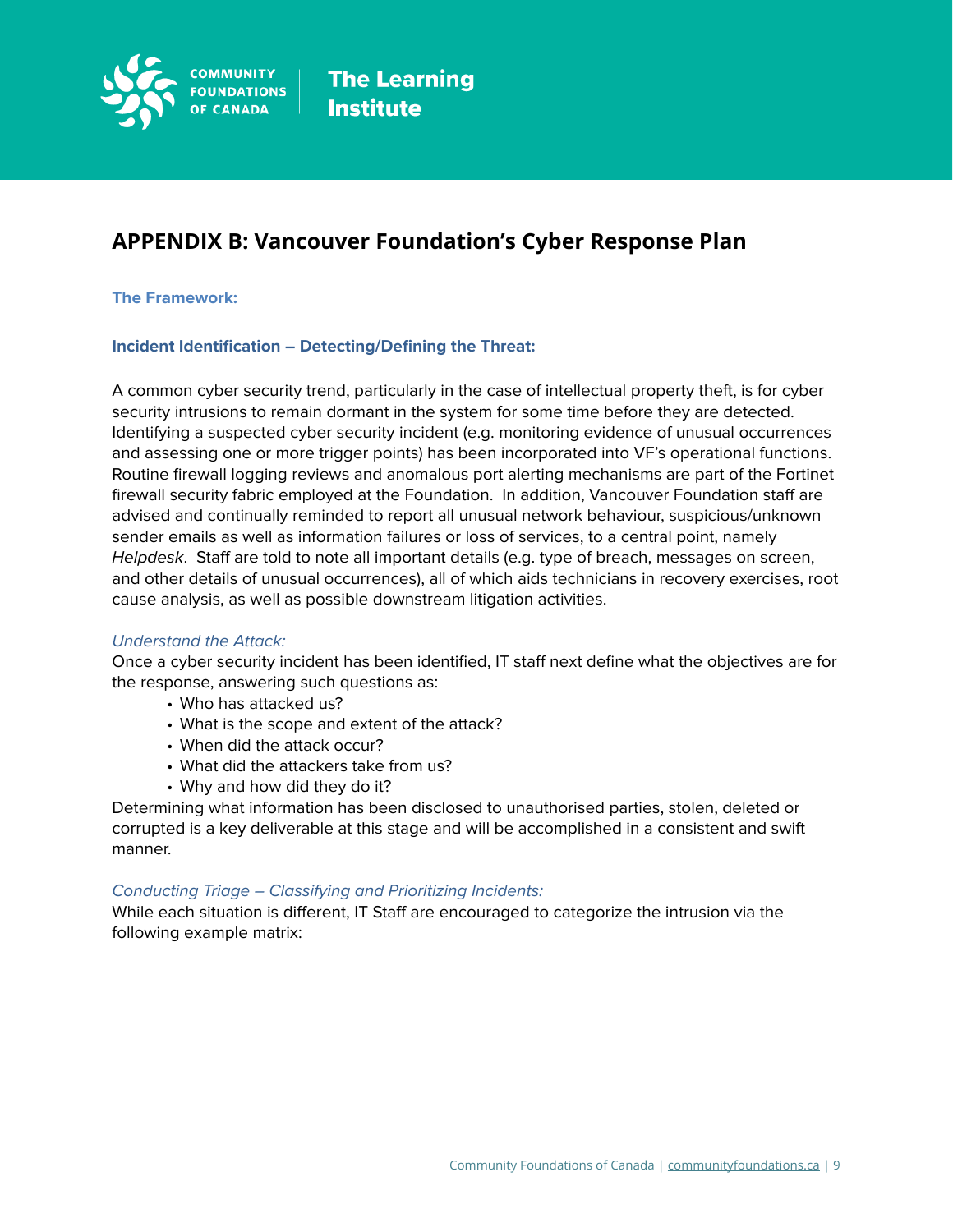## APPENDIX B: Vancouver Foundation's Cyber Response Plan

### The Framework:

### Incident Identification – Detecting/Defining the Threat:

A common cyber security trend, particularly in the case of intellectual property theft, is for cyber security intrusions to remain dormant in the system for some time before they are detected. Identifying a suspected cyber security incident (e.g. monitoring evidence of unusual occurrences and assessing one or more trigger points) has been incorporated into VF's operational functions. Routine firewall logging reviews and anomalous port alerting mechanisms are part of the Fortinet firewall security fabric employed at the Foundation. In addition, Vancouver Foundation staff are advised and continually reminded to report all unusual network behaviour, suspicious/unknown sender emails as well as information failures or loss of services, to a central point, namely *Helpdesk*. Staff are told to note all important details (e.g. type of breach, messages on screen, and other details of unusual occurrences), all of which aids technicians in recovery exercises, root cause analysis, as well as possible downstream litigation activities.

*Understand the Attack:*

Once a cyber security incident has been identified, IT staff next define what the objectives are for the response, answering such questions as:

- Who has attacked us?
- What is the scope and extent of the attack?
- When did the attack occur?
- What did the attackers take from us?
- Why and how did they do it?

Determining what information has been disclosed to unauthorised parties, stolen, deleted or corrupted is a key deliverable at this stage and will be accomplished in a consistent and swift manner.

*Conducting Triage – Classifying and Prioritizing Incidents:*

While each situation is different, IT Staff are encouraged to categorize the intrusion via the following example matrix: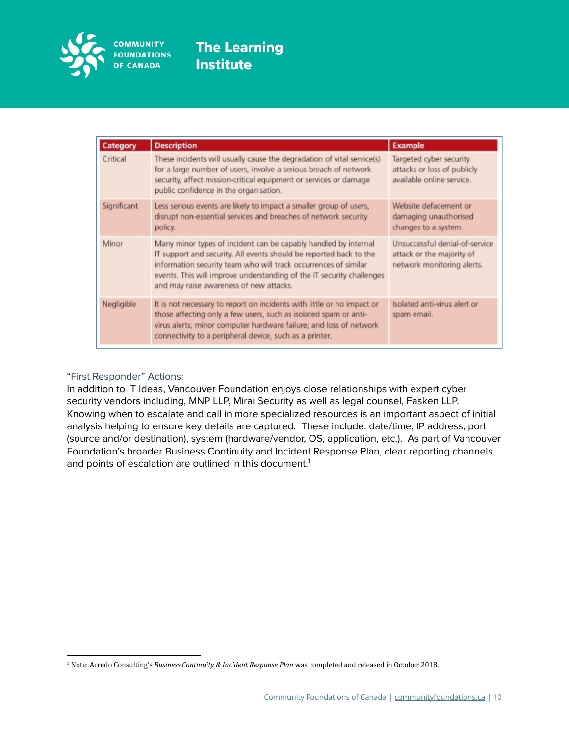| Category | Description | Example |
|---|---|---|
| Critical | These incidents will usually cause the degradation of vital service(s) for a large number of users, involve a serious breach of network security, affect mission-critical equipment or services or damage public confidence in the organisation. | Targeted cyber security attacks or loss of publicly available online service. |
| Significant | Less serious events are likely to impact a smaller group of users, disrupt non-essential services and breaches of network security policy. | Website defacement or damaging unauthorised changes to a system. |
| Minor | Many minor types of incident can be capably handled by internal IT support and security. All events should be reported back to the information security team who will track occurrences of similar events. This will improve understanding of the IT security challenges and may raise awareness of new attacks. | Unsuccessful denial-of-service attack or the majority of network monitoring alerts. |
| Negligible | It is not necessary to report on incidents with little or no impact or those affecting only a few users, such as isolated spam or anti-virus alerts; minor computer hardware failure; and loss of network connectivity to a peripheral device, such as a printer. | Isolated anti-virus alert or spam email. |

### "First Responder" Actions:

In addition to IT Ideas, Vancouver Foundation enjoys close relationships with expert cyber security vendors including, MNP LLP, Mirai Security as well as legal counsel, Fasken LLP. Knowing when to escalate and call in more specialized resources is an important aspect of initial analysis helping to ensure key details are captured. These include: date/time, IP address, port (source and/or destination), system (hardware/vendor, OS, application, etc.). As part of Vancouver Foundation's broader Business Continuity and Incident Response Plan, clear reporting channels and points of escalation are outlined in this document.[1]

---

[1] Note: Acredo Consulting's *Business Continuity & Incident Response Plan* was completed and released in October 2018.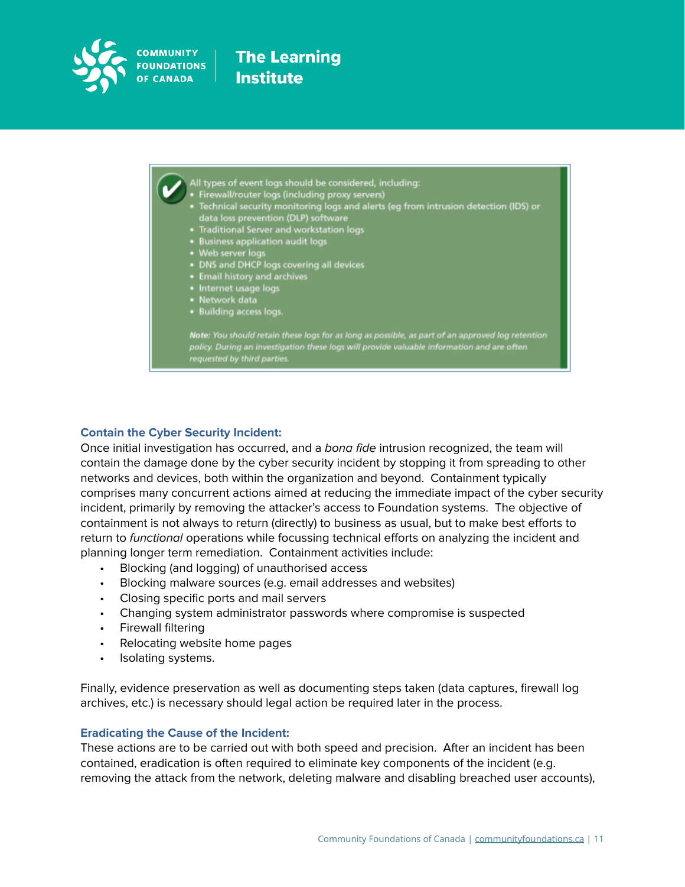All types of event logs should be considered, including:

- Firewall/router logs (including proxy servers)
- Technical security monitoring logs and alerts (eg from intrusion detection (IDS) or data loss prevention (DLP) software
- Traditional Server and workstation logs
- Business application audit logs
- Web server logs
- DNS and DHCP logs covering all devices
- Email history and archives
- Internet usage logs
- Network data
- Building access logs.

***Note:*** *You should retain these logs for as long as possible, as part of an approved log retention policy. During an investigation these logs will provide valuable information and are often requested by third parties.*

### Contain the Cyber Security Incident:

Once initial investigation has occurred, and a *bona fide* intrusion recognized, the team will contain the damage done by the cyber security incident by stopping it from spreading to other networks and devices, both within the organization and beyond. Containment typically comprises many concurrent actions aimed at reducing the immediate impact of the cyber security incident, primarily by removing the attacker's access to Foundation systems. The objective of containment is not always to return (directly) to business as usual, but to make best efforts to return to *functional* operations while focussing technical efforts on analyzing the incident and planning longer term remediation. Containment activities include:

- Blocking (and logging) of unauthorised access
- Blocking malware sources (e.g. email addresses and websites)
- Closing specific ports and mail servers
- Changing system administrator passwords where compromise is suspected
- Firewall filtering
- Relocating website home pages
- Isolating systems.

Finally, evidence preservation as well as documenting steps taken (data captures, firewall log archives, etc.) is necessary should legal action be required later in the process.

### Eradicating the Cause of the Incident:

These actions are to be carried out with both speed and precision. After an incident has been contained, eradication is often required to eliminate key components of the incident (e.g. removing the attack from the network, deleting malware and disabling breached user accounts),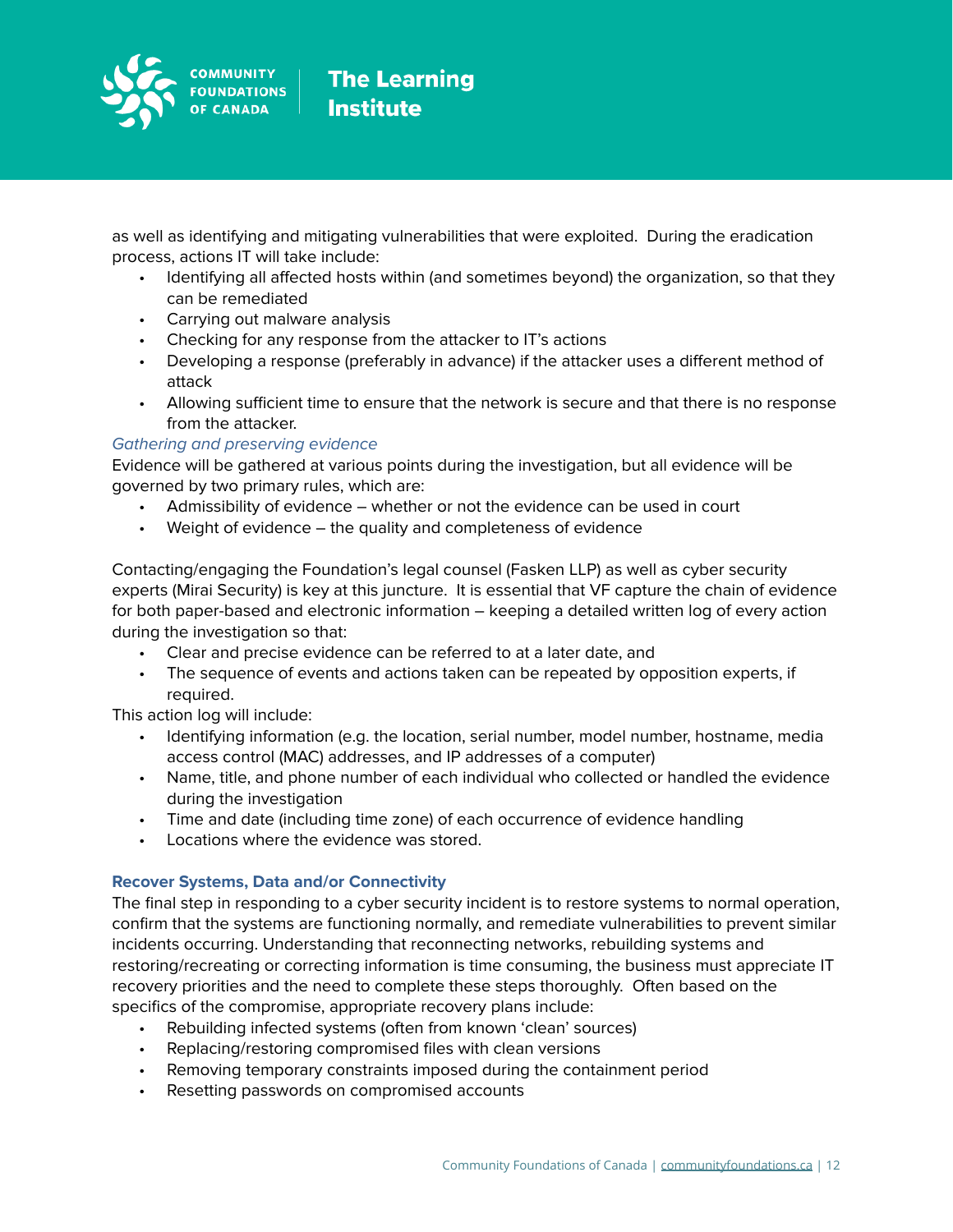as well as identifying and mitigating vulnerabilities that were exploited. During the eradication process, actions IT will take include:

- Identifying all affected hosts within (and sometimes beyond) the organization, so that they can be remediated
- Carrying out malware analysis
- Checking for any response from the attacker to IT's actions
- Developing a response (preferably in advance) if the attacker uses a different method of attack
- Allowing sufficient time to ensure that the network is secure and that there is no response from the attacker.

*Gathering and preserving evidence*

Evidence will be gathered at various points during the investigation, but all evidence will be governed by two primary rules, which are:

- Admissibility of evidence – whether or not the evidence can be used in court
- Weight of evidence – the quality and completeness of evidence

Contacting/engaging the Foundation's legal counsel (Fasken LLP) as well as cyber security experts (Mirai Security) is key at this juncture. It is essential that VF capture the chain of evidence for both paper-based and electronic information – keeping a detailed written log of every action during the investigation so that:

- Clear and precise evidence can be referred to at a later date, and
- The sequence of events and actions taken can be repeated by opposition experts, if required.

This action log will include:

- Identifying information (e.g. the location, serial number, model number, hostname, media access control (MAC) addresses, and IP addresses of a computer)
- Name, title, and phone number of each individual who collected or handled the evidence during the investigation
- Time and date (including time zone) of each occurrence of evidence handling
- Locations where the evidence was stored.

### Recover Systems, Data and/or Connectivity

The final step in responding to a cyber security incident is to restore systems to normal operation, confirm that the systems are functioning normally, and remediate vulnerabilities to prevent similar incidents occurring. Understanding that reconnecting networks, rebuilding systems and restoring/recreating or correcting information is time consuming, the business must appreciate IT recovery priorities and the need to complete these steps thoroughly. Often based on the specifics of the compromise, appropriate recovery plans include:

- Rebuilding infected systems (often from known 'clean' sources)
- Replacing/restoring compromised files with clean versions
- Removing temporary constraints imposed during the containment period
- Resetting passwords on compromised accounts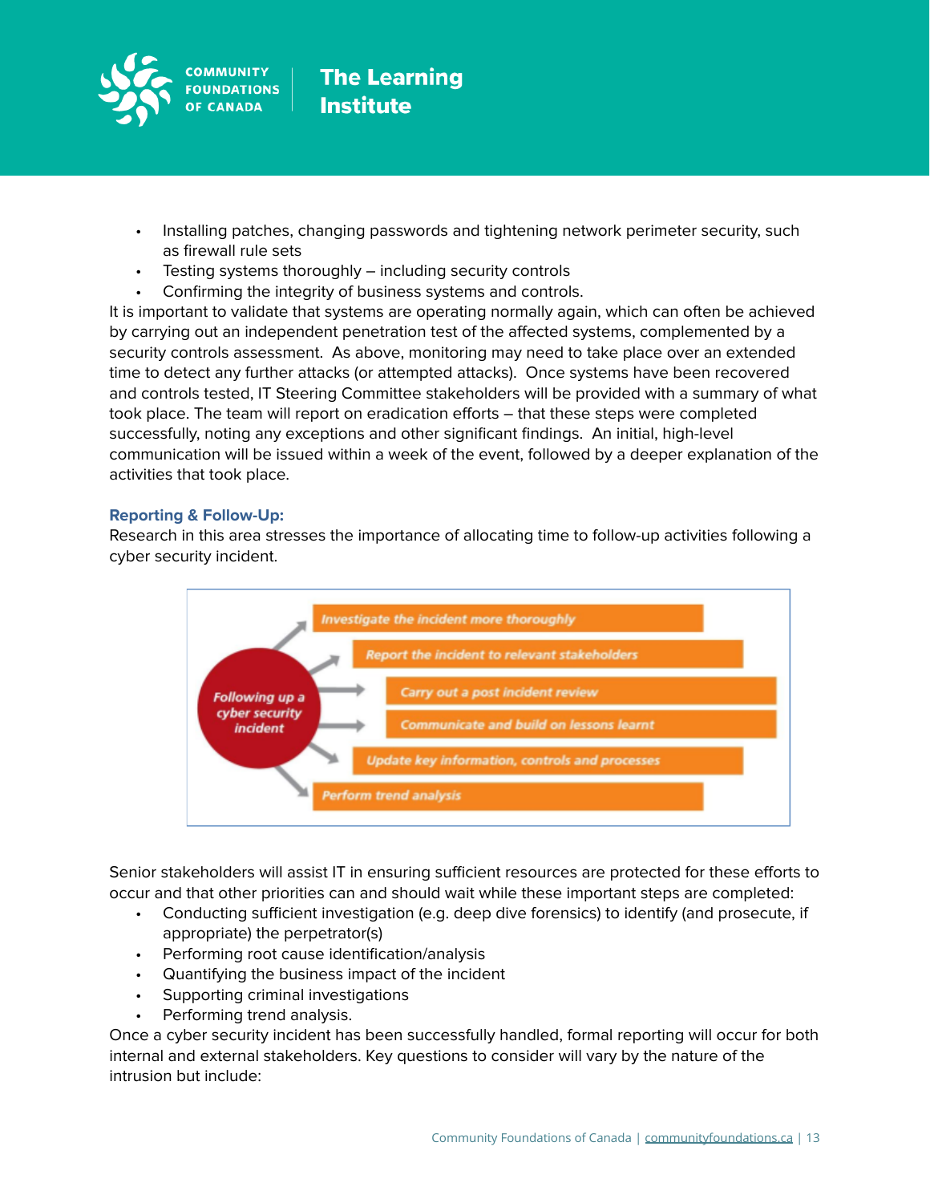- Installing patches, changing passwords and tightening network perimeter security, such as firewall rule sets
- Testing systems thoroughly – including security controls
- Confirming the integrity of business systems and controls.

It is important to validate that systems are operating normally again, which can often be achieved by carrying out an independent penetration test of the affected systems, complemented by a security controls assessment. As above, monitoring may need to take place over an extended time to detect any further attacks (or attempted attacks). Once systems have been recovered and controls tested, IT Steering Committee stakeholders will be provided with a summary of what took place. The team will report on eradication efforts – that these steps were completed successfully, noting any exceptions and other significant findings. An initial, high-level communication will be issued within a week of the event, followed by a deeper explanation of the activities that took place.

### Reporting & Follow-Up:

Research in this area stresses the importance of allocating time to follow-up activities following a cyber security incident.

*Following up a cyber security incident*

- *Investigate the incident more thoroughly*
- *Report the incident to relevant stakeholders*
- *Carry out a post incident review*
- *Communicate and build on lessons learnt*
- *Update key information, controls and processes*
- *Perform trend analysis*

Senior stakeholders will assist IT in ensuring sufficient resources are protected for these efforts to occur and that other priorities can and should wait while these important steps are completed:

- Conducting sufficient investigation (e.g. deep dive forensics) to identify (and prosecute, if appropriate) the perpetrator(s)
- Performing root cause identification/analysis
- Quantifying the business impact of the incident
- Supporting criminal investigations
- Performing trend analysis.

Once a cyber security incident has been successfully handled, formal reporting will occur for both internal and external stakeholders. Key questions to consider will vary by the nature of the intrusion but include: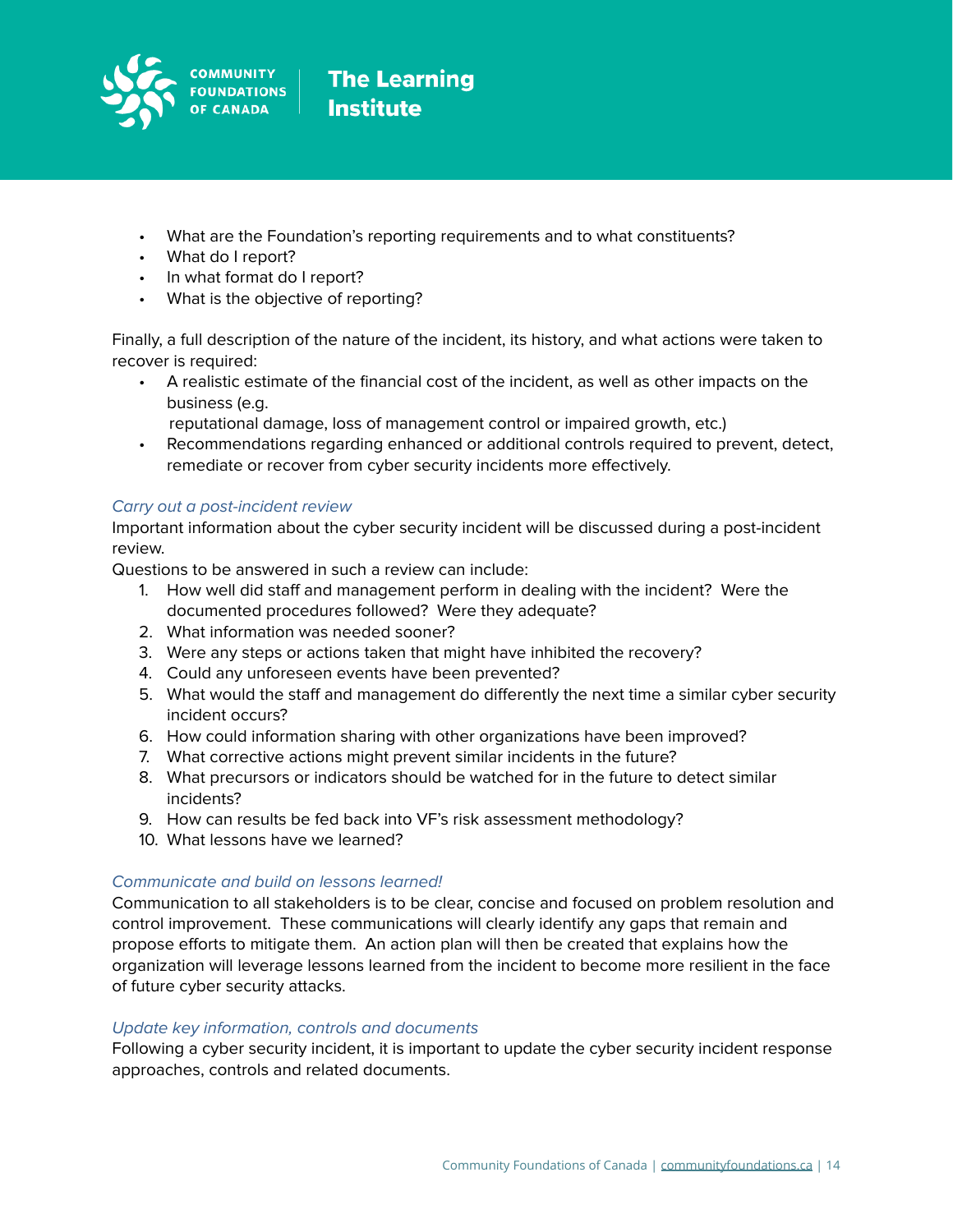- What are the Foundation's reporting requirements and to what constituents?
- What do I report?
- In what format do I report?
- What is the objective of reporting?

Finally, a full description of the nature of the incident, its history, and what actions were taken to recover is required:

- A realistic estimate of the financial cost of the incident, as well as other impacts on the business (e.g.
 reputational damage, loss of management control or impaired growth, etc.)
- Recommendations regarding enhanced or additional controls required to prevent, detect, remediate or recover from cyber security incidents more effectively.

*Carry out a post-incident review*

Important information about the cyber security incident will be discussed during a post-incident review.

Questions to be answered in such a review can include:

1. How well did staff and management perform in dealing with the incident? Were the documented procedures followed? Were they adequate?
2. What information was needed sooner?
3. Were any steps or actions taken that might have inhibited the recovery?
4. Could any unforeseen events have been prevented?
5. What would the staff and management do differently the next time a similar cyber security incident occurs?
6. How could information sharing with other organizations have been improved?
7. What corrective actions might prevent similar incidents in the future?
8. What precursors or indicators should be watched for in the future to detect similar incidents?
9. How can results be fed back into VF's risk assessment methodology?
10. What lessons have we learned?

*Communicate and build on lessons learned!*

Communication to all stakeholders is to be clear, concise and focused on problem resolution and control improvement. These communications will clearly identify any gaps that remain and propose efforts to mitigate them. An action plan will then be created that explains how the organization will leverage lessons learned from the incident to become more resilient in the face of future cyber security attacks.

*Update key information, controls and documents*

Following a cyber security incident, it is important to update the cyber security incident response approaches, controls and related documents.